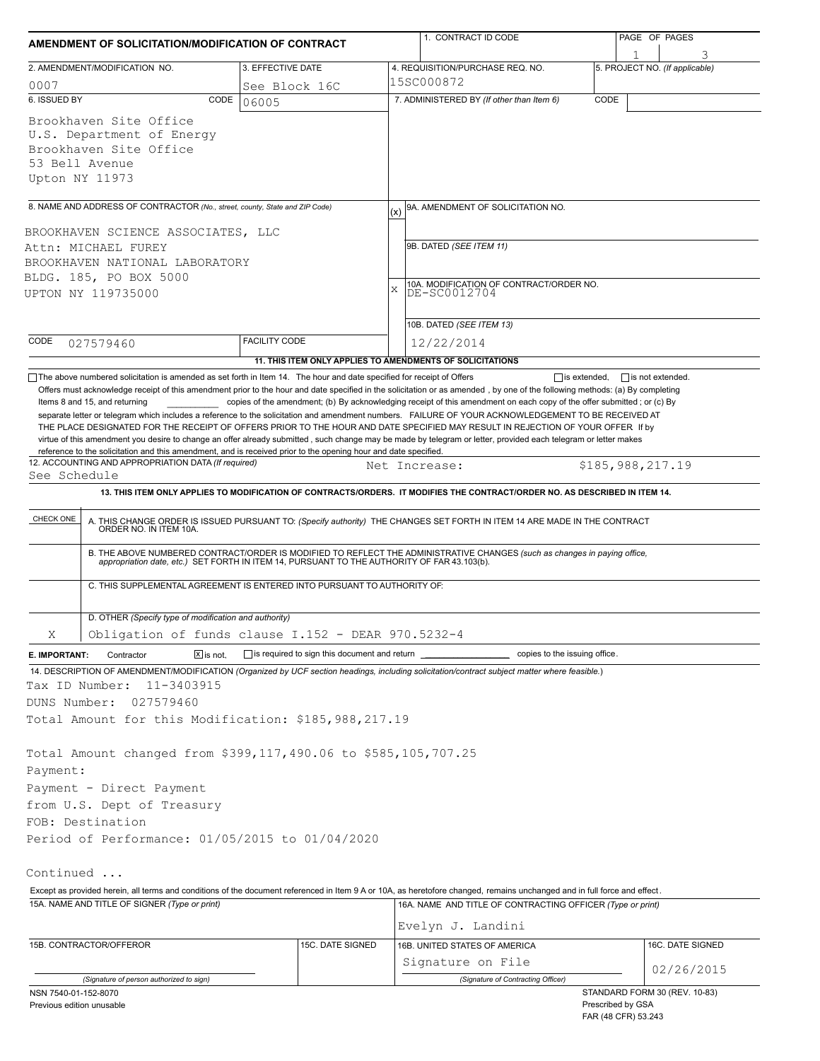# AMENDMENT OF SOLICITATION/MODIFICATION OF CONTRACT

| 1. CONTRACT ID CODE | PAGE OF PAGES |
|---|---|
| | 1 of 3 |

| 2. AMENDMENT/MODIFICATION NO. | 3. EFFECTIVE DATE | 4. REQUISITION/PURCHASE REQ. NO. | 5. PROJECT NO. (If applicable) |
|---|---|---|---|
| 0007 | See Block 16C | 15SC000872 | |

**6. ISSUED BY** CODE 06005

Brookhaven Site Office
U.S. Department of Energy
Brookhaven Site Office
53 Bell Avenue
Upton NY 11973

**7. ADMINISTERED BY** (If other than Item 6) CODE

**8. NAME AND ADDRESS OF CONTRACTOR** (No., street, county, State and ZIP Code)

BROOKHAVEN SCIENCE ASSOCIATES, LLC
Attn: MICHAEL FUREY
BROOKHAVEN NATIONAL LABORATORY
BLDG. 185, PO BOX 5000
UPTON NY 119735000

CODE 027579460 FACILITY CODE

(x) 9A. AMENDMENT OF SOLICITATION NO.

9B. DATED (SEE ITEM 11)

X 10A. MODIFICATION OF CONTRACT/ORDER NO. DE-SC0012704

10B. DATED (SEE ITEM 13) 12/22/2014

**11. THIS ITEM ONLY APPLIES TO AMENDMENTS OF SOLICITATIONS**

☐ The above numbered solicitation is amended as set forth in Item 14. The hour and date specified for receipt of Offers ☐ is extended, ☐ is not extended.

Offers must acknowledge receipt of this amendment prior to the hour and date specified in the solicitation or as amended, by one of the following methods: (a) By completing Items 8 and 15, and returning \_\_\_\_\_\_\_\_\_\_ copies of the amendment; (b) By acknowledging receipt of this amendment on each copy of the offer submitted ; or (c) By separate letter or telegram which includes a reference to the solicitation and amendment numbers. FAILURE OF YOUR ACKNOWLEDGEMENT TO BE RECEIVED AT THE PLACE DESIGNATED FOR THE RECEIPT OF OFFERS PRIOR TO THE HOUR AND DATE SPECIFIED MAY RESULT IN REJECTION OF YOUR OFFER If by virtue of this amendment you desire to change an offer already submitted, such change may be made by telegram or letter, provided each telegram or letter makes reference to the solicitation and this amendment, and is received prior to the opening hour and date specified.

**12. ACCOUNTING AND APPROPRIATION DATA** (If required)
See Schedule Net Increase: $185,988,217.19

**13. THIS ITEM ONLY APPLIES TO MODIFICATION OF CONTRACTS/ORDERS. IT MODIFIES THE CONTRACT/ORDER NO. AS DESCRIBED IN ITEM 14.**

| CHECK ONE | |
|---|---|
| | A. THIS CHANGE ORDER IS ISSUED PURSUANT TO: (Specify authority) THE CHANGES SET FORTH IN ITEM 14 ARE MADE IN THE CONTRACT ORDER NO. IN ITEM 10A. |
| | B. THE ABOVE NUMBERED CONTRACT/ORDER IS MODIFIED TO REFLECT THE ADMINISTRATIVE CHANGES (such as changes in paying office, appropriation date, etc.) SET FORTH IN ITEM 14, PURSUANT TO THE AUTHORITY OF FAR 43.103(b). |
| | C. THIS SUPPLEMENTAL AGREEMENT IS ENTERED INTO PURSUANT TO AUTHORITY OF: |
| X | D. OTHER (Specify type of modification and authority) Obligation of funds clause I.152 - DEAR 970.5232-4 |

**E. IMPORTANT:** Contractor ☒ is not, ☐ is required to sign this document and return \_\_\_\_\_\_\_\_ copies to the issuing office.

**14. DESCRIPTION OF AMENDMENT/MODIFICATION** (Organized by UCF section headings, including solicitation/contract subject matter where feasible.)

Tax ID Number: 11-3403915
DUNS Number: 027579460
Total Amount for this Modification: $185,988,217.19

Total Amount changed from $399,117,490.06 to $585,105,707.25
Payment:
Payment - Direct Payment
from U.S. Dept of Treasury
FOB: Destination
Period of Performance: 01/05/2015 to 01/04/2020

Continued ...

Except as provided herein, all terms and conditions of the document referenced in Item 9 A or 10A, as heretofore changed, remains unchanged and in full force and effect.

| 15A. NAME AND TITLE OF SIGNER (Type or print) | | 16A. NAME AND TITLE OF CONTRACTING OFFICER (Type or print) | |
|---|---|---|---|
| | | Evelyn J. Landini | |
| 15B. CONTRACTOR/OFFEROR | 15C. DATE SIGNED | 16B. UNITED STATES OF AMERICA | 16C. DATE SIGNED |
| (Signature of person authorized to sign) | | Signature on File (Signature of Contracting Officer) | 02/26/2015 |

NSN 7540-01-152-8070
Previous edition unusable

STANDARD FORM 30 (REV. 10-83)
Prescribed by GSA
FAR (48 CFR) 53.243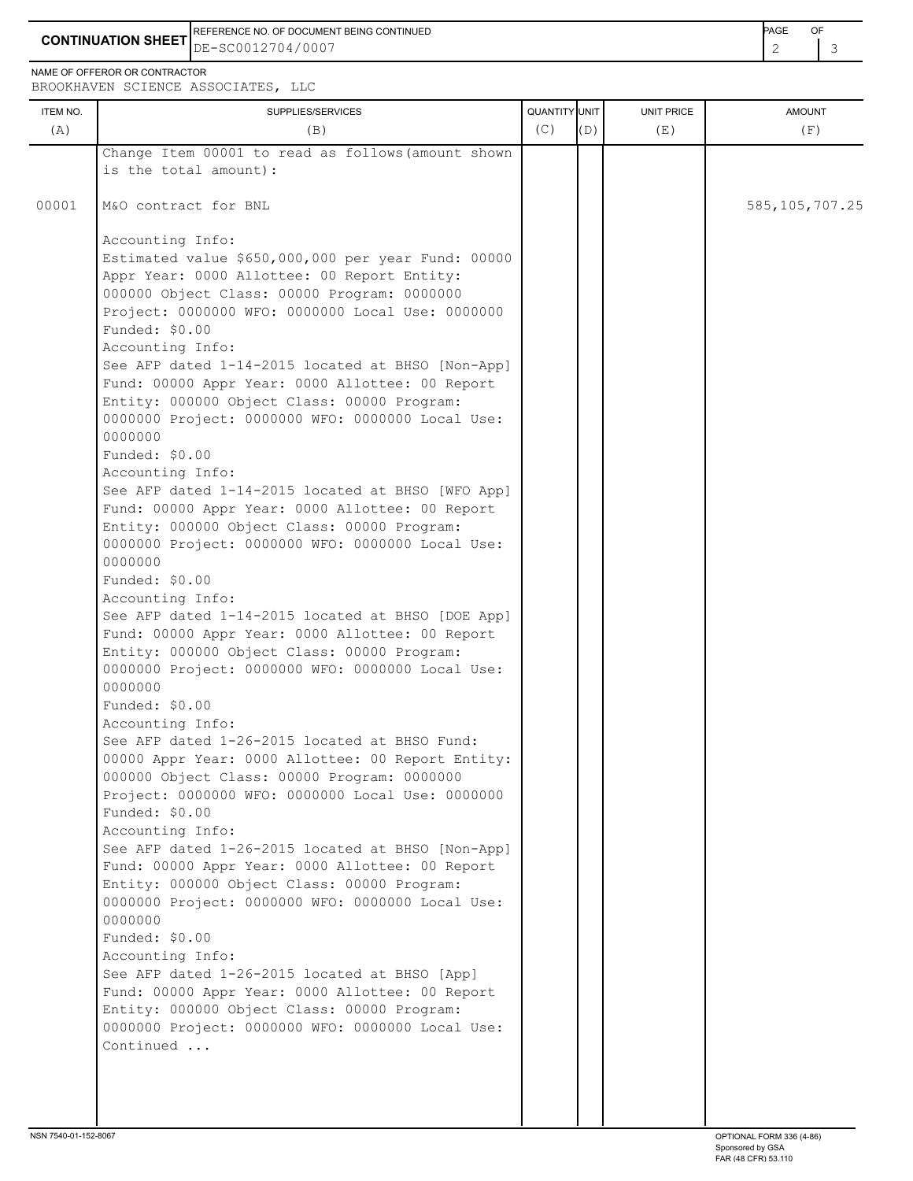**CONTINUATION SHEET**

REFERENCE NO. OF DOCUMENT BEING CONTINUED: DE-SC0012704/0007

NAME OF OFFEROR OR CONTRACTOR: BROOKHAVEN SCIENCE ASSOCIATES, LLC

| ITEM NO. (A) | SUPPLIES/SERVICES (B) | QUANTITY (C) | UNIT (D) | UNIT PRICE (E) | AMOUNT (F) |
|---|---|---|---|---|---|
| | Change Item 00001 to read as follows(amount shown is the total amount): | | | | |
| 00001 | M&O contract for BNL | | | | 585,105,707.25 |
| | Accounting Info:<br>Estimated value $650,000,000 per year Fund: 00000 Appr Year: 0000 Allottee: 00 Report Entity: 000000 Object Class: 00000 Program: 0000000 Project: 0000000 WFO: 0000000 Local Use: 0000000<br>Funded: $0.00<br>Accounting Info:<br>See AFP dated 1-14-2015 located at BHSO [Non-App] Fund: 00000 Appr Year: 0000 Allottee: 00 Report Entity: 000000 Object Class: 00000 Program: 0000000 Project: 0000000 WFO: 0000000 Local Use: 0000000<br>Funded: $0.00<br>Accounting Info:<br>See AFP dated 1-14-2015 located at BHSO [WFO App] Fund: 00000 Appr Year: 0000 Allottee: 00 Report Entity: 000000 Object Class: 00000 Program: 0000000 Project: 0000000 WFO: 0000000 Local Use: 0000000<br>Funded: $0.00<br>Accounting Info:<br>See AFP dated 1-14-2015 located at BHSO [DOE App] Fund: 00000 Appr Year: 0000 Allottee: 00 Report Entity: 000000 Object Class: 00000 Program: 0000000 Project: 0000000 WFO: 0000000 Local Use: 0000000<br>Funded: $0.00<br>Accounting Info:<br>See AFP dated 1-26-2015 located at BHSO Fund: 00000 Appr Year: 0000 Allottee: 00 Report Entity: 000000 Object Class: 00000 Program: 0000000 Project: 0000000 WFO: 0000000 Local Use: 0000000<br>Funded: $0.00<br>Accounting Info:<br>See AFP dated 1-26-2015 located at BHSO [Non-App] Fund: 00000 Appr Year: 0000 Allottee: 00 Report Entity: 000000 Object Class: 00000 Program: 0000000 Project: 0000000 WFO: 0000000 Local Use: 0000000<br>Funded: $0.00<br>Accounting Info:<br>See AFP dated 1-26-2015 located at BHSO [App] Fund: 00000 Appr Year: 0000 Allottee: 00 Report Entity: 000000 Object Class: 00000 Program: 0000000 Project: 0000000 WFO: 0000000 Local Use:<br>Continued ... | | | | |

NSN 7540-01-152-8067

OPTIONAL FORM 336 (4-86)
Sponsored by GSA
FAR (48 CFR) 53.110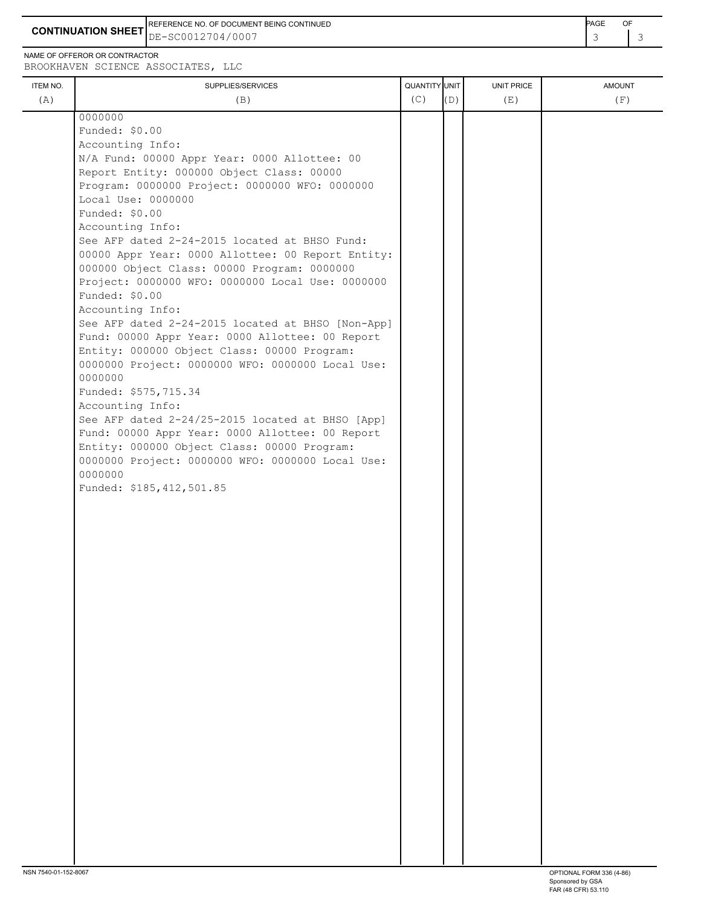**CONTINUATION SHEET**

REFERENCE NO. OF DOCUMENT BEING CONTINUED
DE-SC0012704/0007

NAME OF OFFEROR OR CONTRACTOR
BROOKHAVEN SCIENCE ASSOCIATES, LLC

| ITEM NO. (A) | SUPPLIES/SERVICES (B) | QUANTITY (C) | UNIT (D) | UNIT PRICE (E) | AMOUNT (F) |
|---|---|---|---|---|---|
| | 0000000<br>Funded: $0.00<br>Accounting Info:<br>N/A Fund: 00000 Appr Year: 0000 Allottee: 00 Report Entity: 000000 Object Class: 00000 Program: 0000000 Project: 0000000 WFO: 0000000 Local Use: 0000000<br>Funded: $0.00<br>Accounting Info:<br>See AFP dated 2-24-2015 located at BHSO Fund: 00000 Appr Year: 0000 Allottee: 00 Report Entity: 000000 Object Class: 00000 Program: 0000000 Project: 0000000 WFO: 0000000 Local Use: 0000000<br>Funded: $0.00<br>Accounting Info:<br>See AFP dated 2-24-2015 located at BHSO [Non-App] Fund: 00000 Appr Year: 0000 Allottee: 00 Report Entity: 000000 Object Class: 00000 Program: 0000000 Project: 0000000 WFO: 0000000 Local Use: 0000000<br>Funded: $575,715.34<br>Accounting Info:<br>See AFP dated 2-24/25-2015 located at BHSO [App] Fund: 00000 Appr Year: 0000 Allottee: 00 Report Entity: 000000 Object Class: 00000 Program: 0000000 Project: 0000000 WFO: 0000000 Local Use: 0000000<br>Funded: $185,412,501.85 | | | | |

NSN 7540-01-152-8067

OPTIONAL FORM 336 (4-86)
Sponsored by GSA
FAR (48 CFR) 53.110